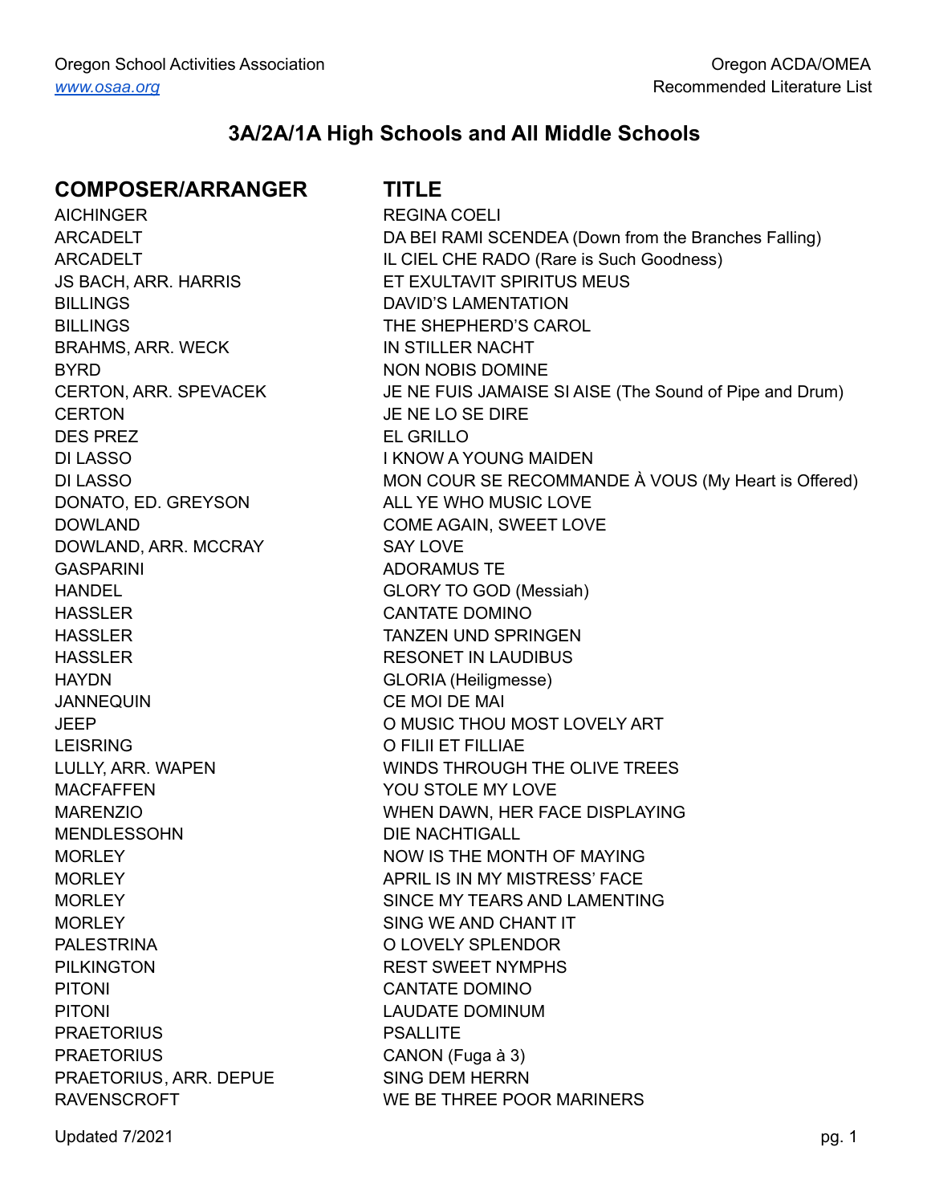Oregon School Activities Association
[www.osaa.org](http://www.osaa.org)

Oregon ACDA/OMEA
Recommended Literature List

# 3A/2A/1A High Schools and All Middle Schools

| COMPOSER/ARRANGER | TITLE |
|---|---|
| AICHINGER | REGINA COELI |
| ARCADELT | DA BEI RAMI SCENDEA (Down from the Branches Falling) |
| ARCADELT | IL CIEL CHE RADO (Rare is Such Goodness) |
| JS BACH, ARR. HARRIS | ET EXULTAVIT SPIRITUS MEUS |
| BILLINGS | DAVID'S LAMENTATION |
| BILLINGS | THE SHEPHERD'S CAROL |
| BRAHMS, ARR. WECK | IN STILLER NACHT |
| BYRD | NON NOBIS DOMINE |
| CERTON, ARR. SPEVACEK | JE NE FUIS JAMAISE SI AISE (The Sound of Pipe and Drum) |
| CERTON | JE NE LO SE DIRE |
| DES PREZ | EL GRILLO |
| DI LASSO | I KNOW A YOUNG MAIDEN |
| DI LASSO | MON COUR SE RECOMMANDE À VOUS (My Heart is Offered) |
| DONATO, ED. GREYSON | ALL YE WHO MUSIC LOVE |
| DOWLAND | COME AGAIN, SWEET LOVE |
| DOWLAND, ARR. MCCRAY | SAY LOVE |
| GASPARINI | ADORAMUS TE |
| HANDEL | GLORY TO GOD (Messiah) |
| HASSLER | CANTATE DOMINO |
| HASSLER | TANZEN UND SPRINGEN |
| HASSLER | RESONET IN LAUDIBUS |
| HAYDN | GLORIA (Heiligmesse) |
| JANNEQUIN | CE MOI DE MAI |
| JEEP | O MUSIC THOU MOST LOVELY ART |
| LEISRING | O FILII ET FILLIAE |
| LULLY, ARR. WAPEN | WINDS THROUGH THE OLIVE TREES |
| MACFAFFEN | YOU STOLE MY LOVE |
| MARENZIO | WHEN DAWN, HER FACE DISPLAYING |
| MENDLESSOHN | DIE NACHTIGALL |
| MORLEY | NOW IS THE MONTH OF MAYING |
| MORLEY | APRIL IS IN MY MISTRESS' FACE |
| MORLEY | SINCE MY TEARS AND LAMENTING |
| MORLEY | SING WE AND CHANT IT |
| PALESTRINA | O LOVELY SPLENDOR |
| PILKINGTON | REST SWEET NYMPHS |
| PITONI | CANTATE DOMINO |
| PITONI | LAUDATE DOMINUM |
| PRAETORIUS | PSALLITE |
| PRAETORIUS | CANON (Fuga à 3) |
| PRAETORIUS, ARR. DEPUE | SING DEM HERRN |
| RAVENSCROFT | WE BE THREE POOR MARINERS |

Updated 7/2021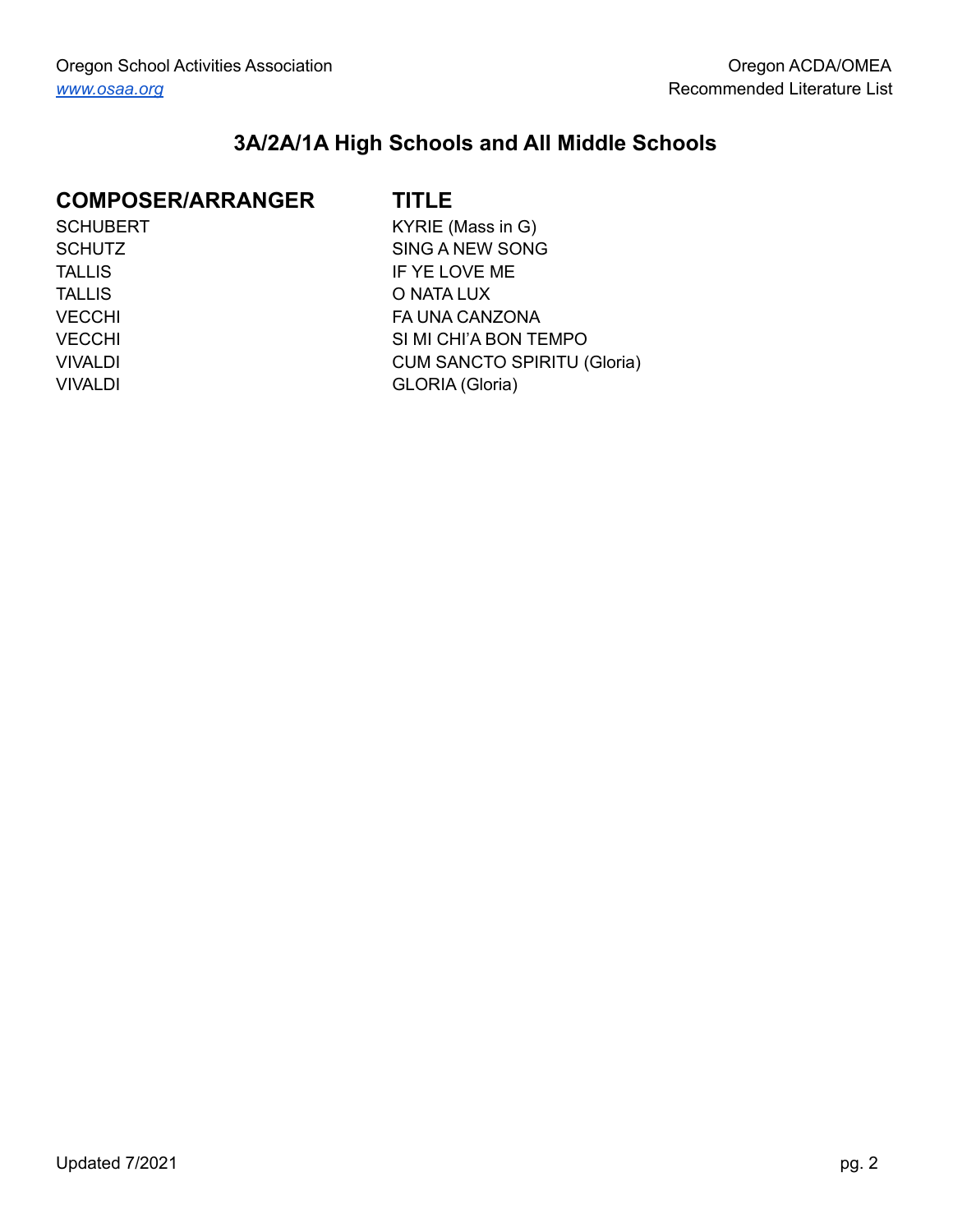## 3A/2A/1A High Schools and All Middle Schools

| COMPOSER/ARRANGER | TITLE |
|---|---|
| SCHUBERT | KYRIE (Mass in G) |
| SCHUTZ | SING A NEW SONG |
| TALLIS | IF YE LOVE ME |
| TALLIS | O NATA LUX |
| VECCHI | FA UNA CANZONA |
| VECCHI | SI MI CHI'A BON TEMPO |
| VIVALDI | CUM SANCTO SPIRITU (Gloria) |
| VIVALDI | GLORIA (Gloria) |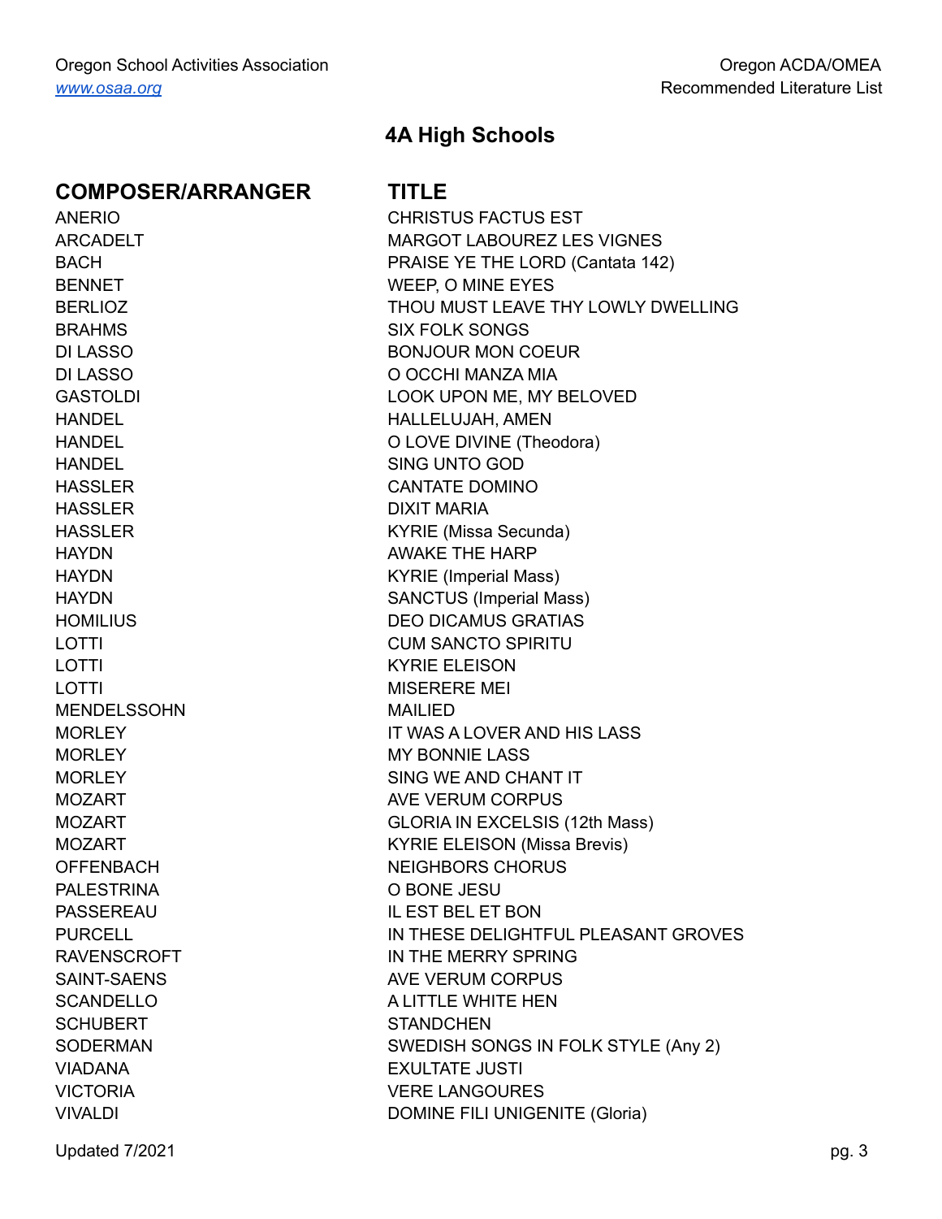## 4A High Schools

| COMPOSER/ARRANGER | TITLE |
|---|---|
| ANERIO | CHRISTUS FACTUS EST |
| ARCADELT | MARGOT LABOUREZ LES VIGNES |
| BACH | PRAISE YE THE LORD (Cantata 142) |
| BENNET | WEEP, O MINE EYES |
| BERLIOZ | THOU MUST LEAVE THY LOWLY DWELLING |
| BRAHMS | SIX FOLK SONGS |
| DI LASSO | BONJOUR MON COEUR |
| DI LASSO | O OCCHI MANZA MIA |
| GASTOLDI | LOOK UPON ME, MY BELOVED |
| HANDEL | HALLELUJAH, AMEN |
| HANDEL | O LOVE DIVINE (Theodora) |
| HANDEL | SING UNTO GOD |
| HASSLER | CANTATE DOMINO |
| HASSLER | DIXIT MARIA |
| HASSLER | KYRIE (Missa Secunda) |
| HAYDN | AWAKE THE HARP |
| HAYDN | KYRIE (Imperial Mass) |
| HAYDN | SANCTUS (Imperial Mass) |
| HOMILIUS | DEO DICAMUS GRATIAS |
| LOTTI | CUM SANCTO SPIRITU |
| LOTTI | KYRIE ELEISON |
| LOTTI | MISERERE MEI |
| MENDELSSOHN | MAILIED |
| MORLEY | IT WAS A LOVER AND HIS LASS |
| MORLEY | MY BONNIE LASS |
| MORLEY | SING WE AND CHANT IT |
| MOZART | AVE VERUM CORPUS |
| MOZART | GLORIA IN EXCELSIS (12th Mass) |
| MOZART | KYRIE ELEISON (Missa Brevis) |
| OFFENBACH | NEIGHBORS CHORUS |
| PALESTRINA | O BONE JESU |
| PASSEREAU | IL EST BEL ET BON |
| PURCELL | IN THESE DELIGHTFUL PLEASANT GROVES |
| RAVENSCROFT | IN THE MERRY SPRING |
| SAINT-SAENS | AVE VERUM CORPUS |
| SCANDELLO | A LITTLE WHITE HEN |
| SCHUBERT | STANDCHEN |
| SODERMAN | SWEDISH SONGS IN FOLK STYLE (Any 2) |
| VIADANA | EXULTATE JUSTI |
| VICTORIA | VERE LANGOURES |
| VIVALDI | DOMINE FILI UNIGENITE (Gloria) |

Updated 7/2021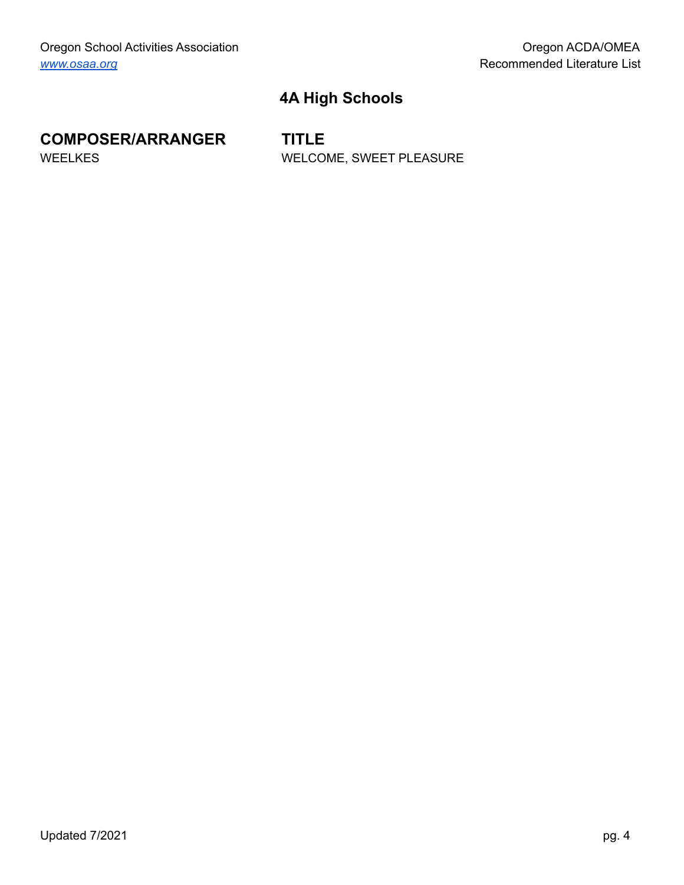## 4A High Schools

| COMPOSER/ARRANGER | TITLE |
| --- | --- |
| WEELKES | WELCOME, SWEET PLEASURE |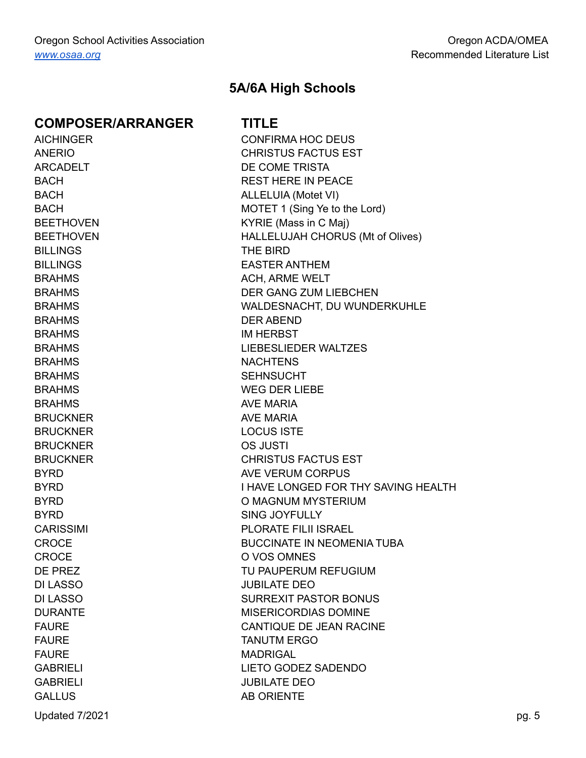## 5A/6A High Schools

| COMPOSER/ARRANGER | TITLE |
|---|---|
| AICHINGER | CONFIRMA HOC DEUS |
| ANERIO | CHRISTUS FACTUS EST |
| ARCADELT | DE COME TRISTA |
| BACH | REST HERE IN PEACE |
| BACH | ALLELUIA (Motet VI) |
| BACH | MOTET 1 (Sing Ye to the Lord) |
| BEETHOVEN | KYRIE (Mass in C Maj) |
| BEETHOVEN | HALLELUJAH CHORUS (Mt of Olives) |
| BILLINGS | THE BIRD |
| BILLINGS | EASTER ANTHEM |
| BRAHMS | ACH, ARME WELT |
| BRAHMS | DER GANG ZUM LIEBCHEN |
| BRAHMS | WALDESNACHT, DU WUNDERKUHLE |
| BRAHMS | DER ABEND |
| BRAHMS | IM HERBST |
| BRAHMS | LIEBESLIEDER WALTZES |
| BRAHMS | NACHTENS |
| BRAHMS | SEHNSUCHT |
| BRAHMS | WEG DER LIEBE |
| BRAHMS | AVE MARIA |
| BRUCKNER | AVE MARIA |
| BRUCKNER | LOCUS ISTE |
| BRUCKNER | OS JUSTI |
| BRUCKNER | CHRISTUS FACTUS EST |
| BYRD | AVE VERUM CORPUS |
| BYRD | I HAVE LONGED FOR THY SAVING HEALTH |
| BYRD | O MAGNUM MYSTERIUM |
| BYRD | SING JOYFULLY |
| CARISSIMI | PLORATE FILII ISRAEL |
| CROCE | BUCCINATE IN NEOMENIA TUBA |
| CROCE | O VOS OMNES |
| DE PREZ | TU PAUPERUM REFUGIUM |
| DI LASSO | JUBILATE DEO |
| DI LASSO | SURREXIT PASTOR BONUS |
| DURANTE | MISERICORDIAS DOMINE |
| FAURE | CANTIQUE DE JEAN RACINE |
| FAURE | TANUTM ERGO |
| FAURE | MADRIGAL |
| GABRIELI | LIETO GODEZ SADENDO |
| GABRIELI | JUBILATE DEO |
| GALLUS | AB ORIENTE |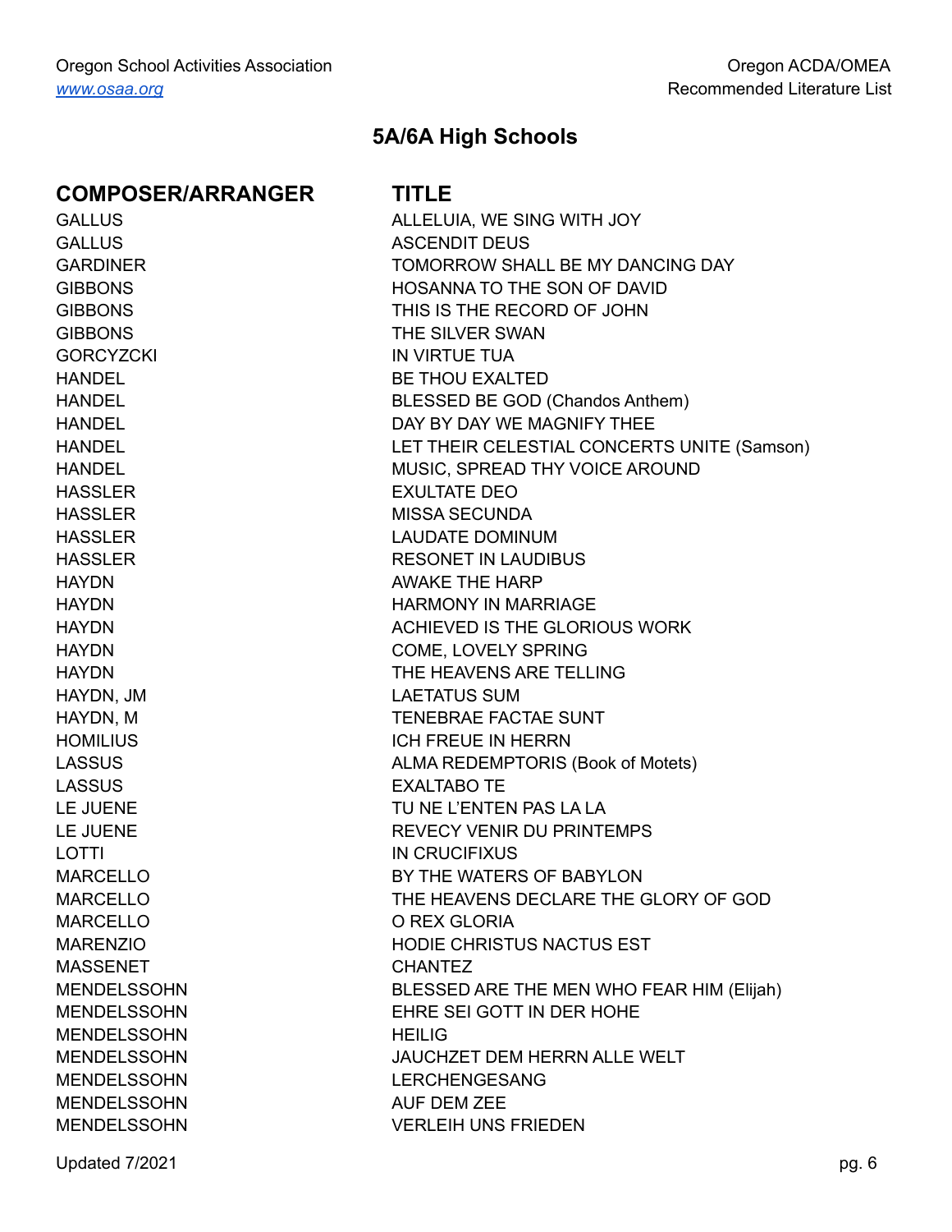## 5A/6A High Schools

| COMPOSER/ARRANGER | TITLE |
|---|---|
| GALLUS | ALLELUIA, WE SING WITH JOY |
| GALLUS | ASCENDIT DEUS |
| GARDINER | TOMORROW SHALL BE MY DANCING DAY |
| GIBBONS | HOSANNA TO THE SON OF DAVID |
| GIBBONS | THIS IS THE RECORD OF JOHN |
| GIBBONS | THE SILVER SWAN |
| GORCYZCKI | IN VIRTUE TUA |
| HANDEL | BE THOU EXALTED |
| HANDEL | BLESSED BE GOD (Chandos Anthem) |
| HANDEL | DAY BY DAY WE MAGNIFY THEE |
| HANDEL | LET THEIR CELESTIAL CONCERTS UNITE (Samson) |
| HANDEL | MUSIC, SPREAD THY VOICE AROUND |
| HASSLER | EXULTATE DEO |
| HASSLER | MISSA SECUNDA |
| HASSLER | LAUDATE DOMINUM |
| HASSLER | RESONET IN LAUDIBUS |
| HAYDN | AWAKE THE HARP |
| HAYDN | HARMONY IN MARRIAGE |
| HAYDN | ACHIEVED IS THE GLORIOUS WORK |
| HAYDN | COME, LOVELY SPRING |
| HAYDN | THE HEAVENS ARE TELLING |
| HAYDN, JM | LAETATUS SUM |
| HAYDN, M | TENEBRAE FACTAE SUNT |
| HOMILIUS | ICH FREUE IN HERRN |
| LASSUS | ALMA REDEMPTORIS (Book of Motets) |
| LASSUS | EXALTABO TE |
| LE JUENE | TU NE L'ENTEN PAS LA LA |
| LE JUENE | REVECY VENIR DU PRINTEMPS |
| LOTTI | IN CRUCIFIXUS |
| MARCELLO | BY THE WATERS OF BABYLON |
| MARCELLO | THE HEAVENS DECLARE THE GLORY OF GOD |
| MARCELLO | O REX GLORIA |
| MARENZIO | HODIE CHRISTUS NACTUS EST |
| MASSENET | CHANTEZ |
| MENDELSSOHN | BLESSED ARE THE MEN WHO FEAR HIM (Elijah) |
| MENDELSSOHN | EHRE SEI GOTT IN DER HOHE |
| MENDELSSOHN | HEILIG |
| MENDELSSOHN | JAUCHZET DEM HERRN ALLE WELT |
| MENDELSSOHN | LERCHENGESANG |
| MENDELSSOHN | AUF DEM ZEE |
| MENDELSSOHN | VERLEIH UNS FRIEDEN |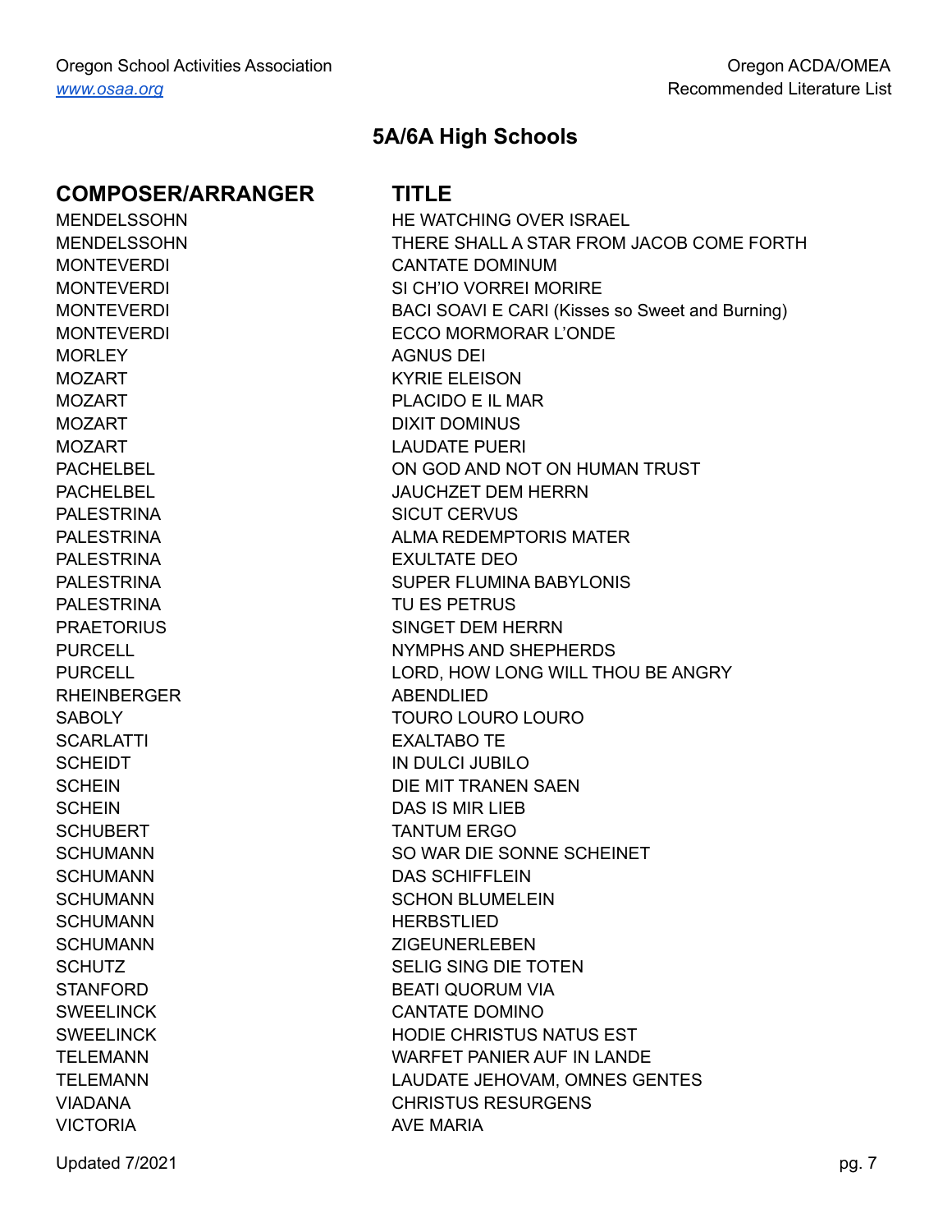## 5A/6A High Schools

| COMPOSER/ARRANGER | TITLE |
|---|---|
| MENDELSSOHN | HE WATCHING OVER ISRAEL |
| MENDELSSOHN | THERE SHALL A STAR FROM JACOB COME FORTH |
| MONTEVERDI | CANTATE DOMINUM |
| MONTEVERDI | SI CH'IO VORREI MORIRE |
| MONTEVERDI | BACI SOAVI E CARI (Kisses so Sweet and Burning) |
| MONTEVERDI | ECCO MORMORAR L'ONDE |
| MORLEY | AGNUS DEI |
| MOZART | KYRIE ELEISON |
| MOZART | PLACIDO E IL MAR |
| MOZART | DIXIT DOMINUS |
| MOZART | LAUDATE PUERI |
| PACHELBEL | ON GOD AND NOT ON HUMAN TRUST |
| PACHELBEL | JAUCHZET DEM HERRN |
| PALESTRINA | SICUT CERVUS |
| PALESTRINA | ALMA REDEMPTORIS MATER |
| PALESTRINA | EXULTATE DEO |
| PALESTRINA | SUPER FLUMINA BABYLONIS |
| PALESTRINA | TU ES PETRUS |
| PRAETORIUS | SINGET DEM HERRN |
| PURCELL | NYMPHS AND SHEPHERDS |
| PURCELL | LORD, HOW LONG WILL THOU BE ANGRY |
| RHEINBERGER | ABENDLIED |
| SABOLY | TOURO LOURO LOURO |
| SCARLATTI | EXALTABO TE |
| SCHEIDT | IN DULCI JUBILO |
| SCHEIN | DIE MIT TRANEN SAEN |
| SCHEIN | DAS IS MIR LIEB |
| SCHUBERT | TANTUM ERGO |
| SCHUMANN | SO WAR DIE SONNE SCHEINET |
| SCHUMANN | DAS SCHIFFLEIN |
| SCHUMANN | SCHON BLUMELEIN |
| SCHUMANN | HERBSTLIED |
| SCHUMANN | ZIGEUNERLEBEN |
| SCHUTZ | SELIG SING DIE TOTEN |
| STANFORD | BEATI QUORUM VIA |
| SWEELINCK | CANTATE DOMINO |
| SWEELINCK | HODIE CHRISTUS NATUS EST |
| TELEMANN | WARFET PANIER AUF IN LANDE |
| TELEMANN | LAUDATE JEHOVAM, OMNES GENTES |
| VIADANA | CHRISTUS RESURGENS |
| VICTORIA | AVE MARIA |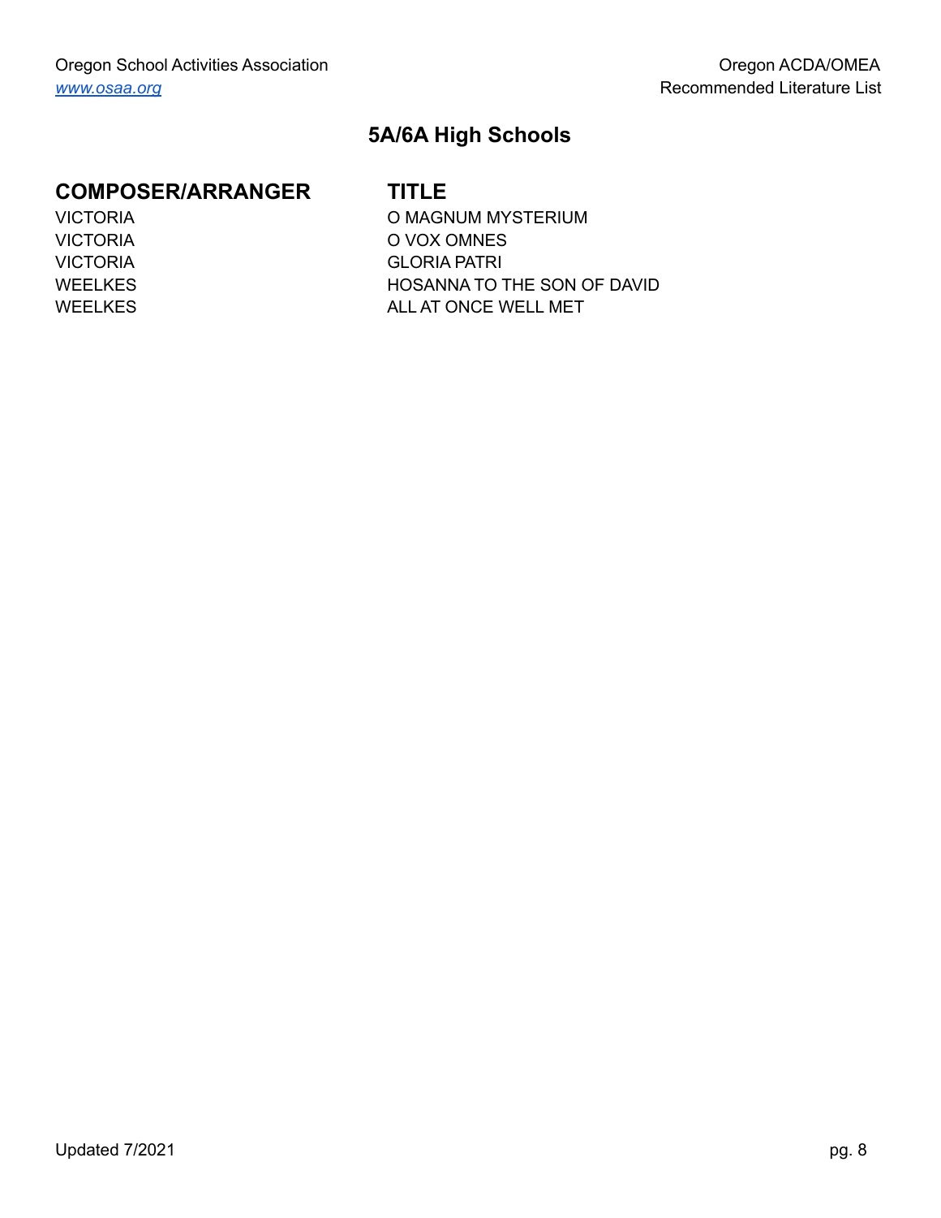## 5A/6A High Schools

| COMPOSER/ARRANGER | TITLE |
|---|---|
| VICTORIA | O MAGNUM MYSTERIUM |
| VICTORIA | O VOX OMNES |
| VICTORIA | GLORIA PATRI |
| WEELKES | HOSANNA TO THE SON OF DAVID |
| WEELKES | ALL AT ONCE WELL MET |